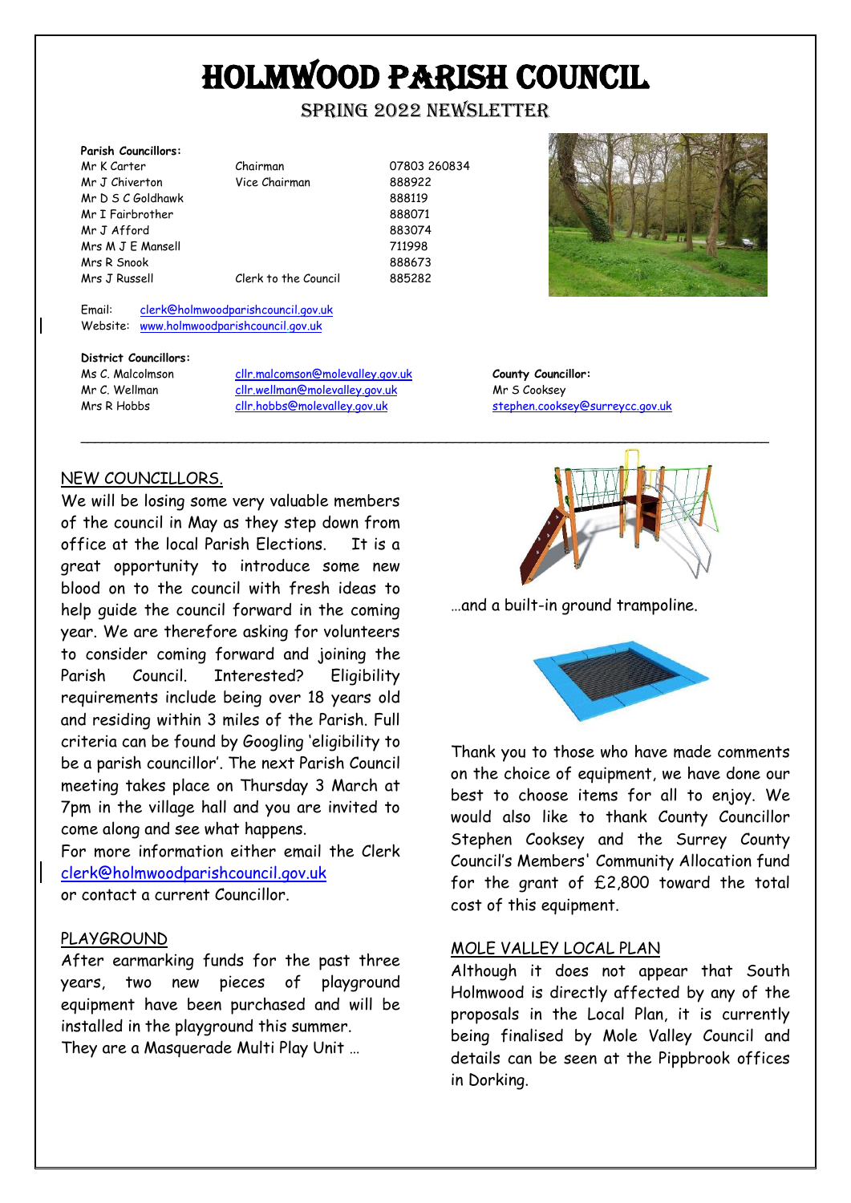# HOLMWOOD PARISH COUNCIL

## SPRING 2022 NEWSLETTER

**Parish Councillors:**

| | | |
|---|---|---|
| Mr K Carter | Chairman | 07803 260834 |
| Mr J Chiverton | Vice Chairman | 888922 |
| Mr D S C Goldhawk | | 888119 |
| Mr I Fairbrother | | 888071 |
| Mr J Afford | | 883074 |
| Mrs M J E Mansell | | 711998 |
| Mrs R Snook | | 888673 |
| Mrs J Russell | Clerk to the Council | 885282 |

Email: clerk@holmwoodparishcouncil.gov.uk
Website: www.holmwoodparishcouncil.gov.uk

**District Councillors:**

| | |
|---|---|
| Ms C. Malcolmson | cllr.malcomson@molevalley.gov.uk |
| Mr C. Wellman | cllr.wellman@molevalley.gov.uk |
| Mrs R Hobbs | cllr.hobbs@molevalley.gov.uk |

**County Councillor:**
Mr S Cooksey
stephen.cooksey@surreycc.gov.uk

---

### NEW COUNCILLORS.

We will be losing some very valuable members of the council in May as they step down from office at the local Parish Elections. It is a great opportunity to introduce some new blood on to the council with fresh ideas to help guide the council forward in the coming year. We are therefore asking for volunteers to consider coming forward and joining the Parish Council. Interested? Eligibility requirements include being over 18 years old and residing within 3 miles of the Parish. Full criteria can be found by Googling 'eligibility to be a parish councillor'. The next Parish Council meeting takes place on Thursday 3 March at 7pm in the village hall and you are invited to come along and see what happens.

For more information either email the Clerk clerk@holmwoodparishcouncil.gov.uk or contact a current Councillor.

### PLAYGROUND

After earmarking funds for the past three years, two new pieces of playground equipment have been purchased and will be installed in the playground this summer.

They are a Masquerade Multi Play Unit …

…and a built-in ground trampoline.

Thank you to those who have made comments on the choice of equipment, we have done our best to choose items for all to enjoy. We would also like to thank County Councillor Stephen Cooksey and the Surrey County Council's Members' Community Allocation fund for the grant of £2,800 toward the total cost of this equipment.

### MOLE VALLEY LOCAL PLAN

Although it does not appear that South Holmwood is directly affected by any of the proposals in the Local Plan, it is currently being finalised by Mole Valley Council and details can be seen at the Pippbrook offices in Dorking.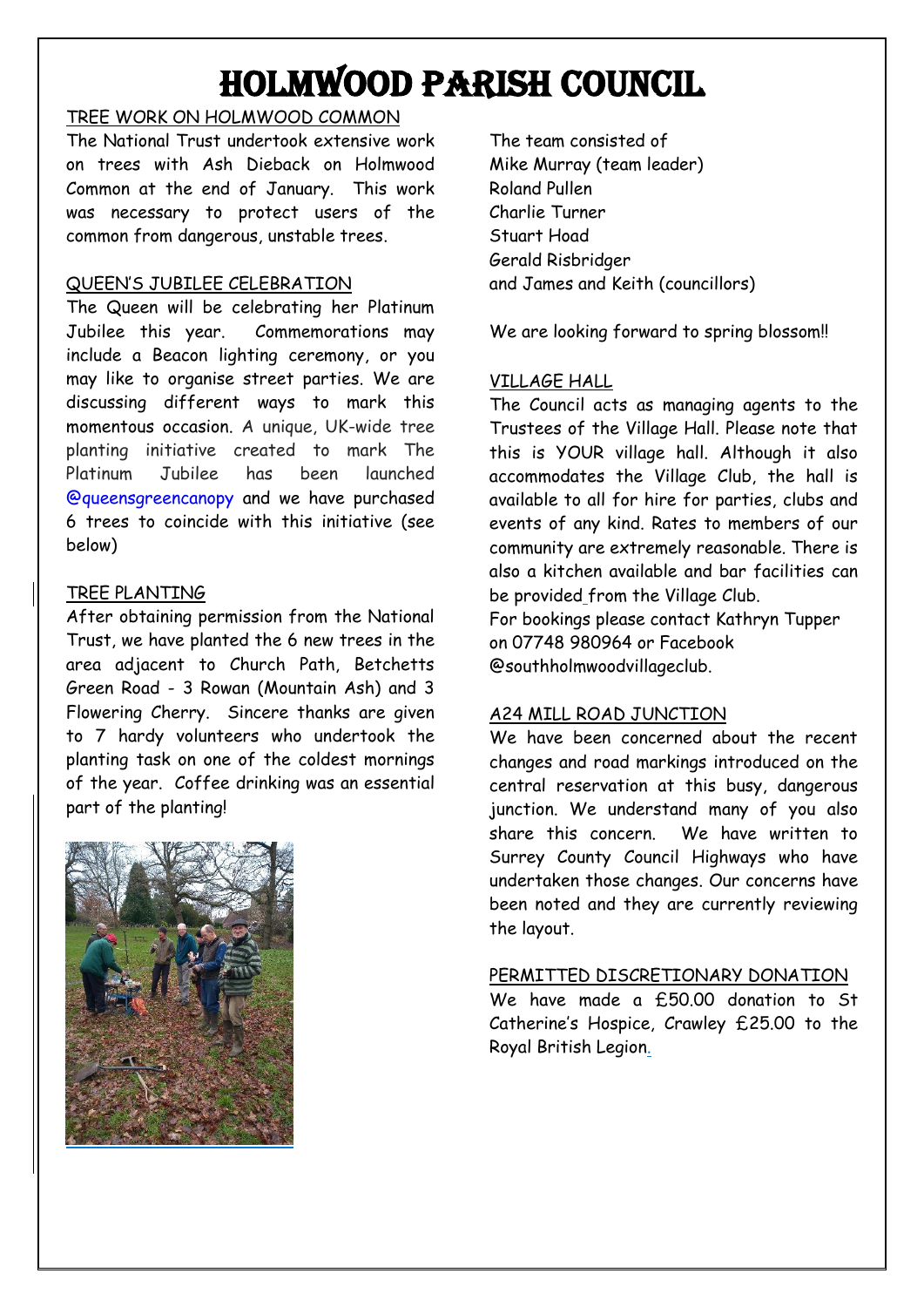# HOLMWOOD PARISH COUNCIL

## TREE WORK ON HOLMWOOD COMMON

The National Trust undertook extensive work on trees with Ash Dieback on Holmwood Common at the end of January. This work was necessary to protect users of the common from dangerous, unstable trees.

## QUEEN'S JUBILEE CELEBRATION

The Queen will be celebrating her Platinum Jubilee this year. Commemorations may include a Beacon lighting ceremony, or you may like to organise street parties. We are discussing different ways to mark this momentous occasion. A unique, UK-wide tree planting initiative created to mark The Platinum Jubilee has been launched @queensgreencanopy and we have purchased 6 trees to coincide with this initiative (see below)

## TREE PLANTING

After obtaining permission from the National Trust, we have planted the 6 new trees in the area adjacent to Church Path, Betchetts Green Road - 3 Rowan (Mountain Ash) and 3 Flowering Cherry. Sincere thanks are given to 7 hardy volunteers who undertook the planting task on one of the coldest mornings of the year. Coffee drinking was an essential part of the planting!

The team consisted of
Mike Murray (team leader)
Roland Pullen
Charlie Turner
Stuart Hoad
Gerald Risbridger
and James and Keith (councillors)

We are looking forward to spring blossom!!

## VILLAGE HALL

The Council acts as managing agents to the Trustees of the Village Hall. Please note that this is YOUR village hall. Although it also accommodates the Village Club, the hall is available to all for hire for parties, clubs and events of any kind. Rates to members of our community are extremely reasonable. There is also a kitchen available and bar facilities can be provided from the Village Club.
For bookings please contact Kathryn Tupper on 07748 980964 or Facebook @southholmwoodvillageclub.

## A24 MILL ROAD JUNCTION

We have been concerned about the recent changes and road markings introduced on the central reservation at this busy, dangerous junction. We understand many of you also share this concern. We have written to Surrey County Council Highways who have undertaken those changes. Our concerns have been noted and they are currently reviewing the layout.

## PERMITTED DISCRETIONARY DONATION

We have made a £50.00 donation to St Catherine's Hospice, Crawley £25.00 to the Royal British Legion.